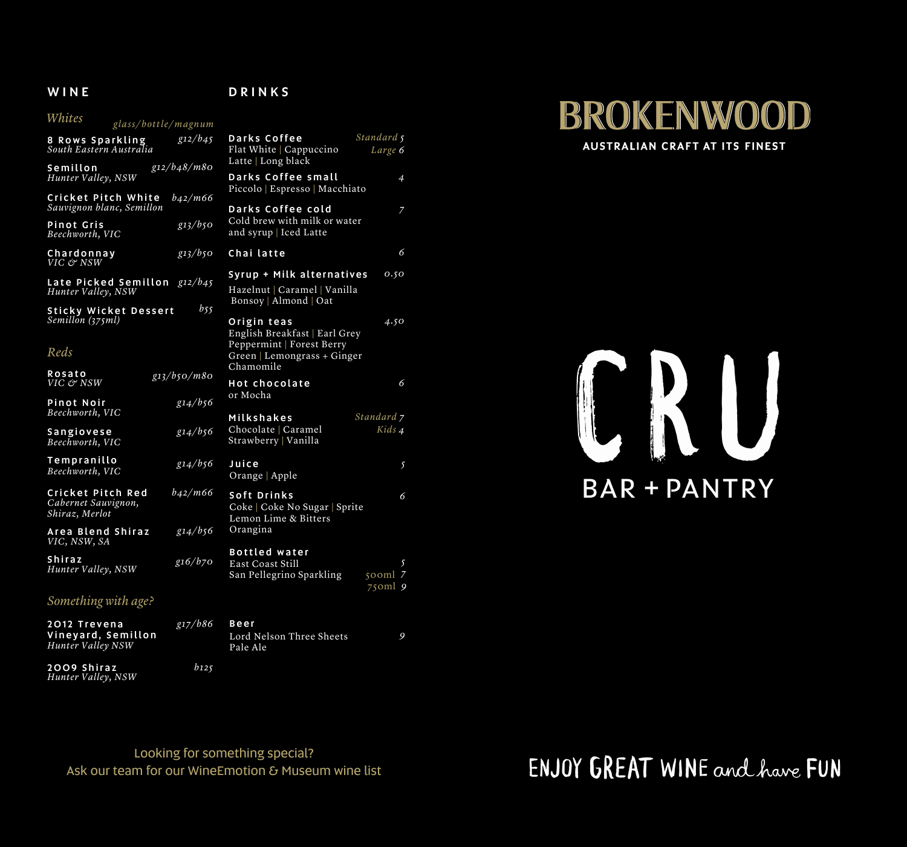## WINE

### Whites

*glass/bottle/magnum*

**8 Rows Sparkling** — *g12/b45*
*South Eastern Australia*

**Semillon** — *g12/b48/m80*
*Hunter Valley, NSW*

**Cricket Pitch White** — *b42/m66*
*Sauvignon blanc, Semillon*

**Pinot Gris** — *g13/b50*
*Beechworth, VIC*

**Chardonnay** — *g13/b50*
*VIC & NSW*

**Late Picked Semillon** — *g12/b45*
*Hunter Valley, NSW*

**Sticky Wicket Dessert** — *b55*
*Semillon (375ml)*

### Reds

**Rosato** — *g13/b50/m80*
*VIC & NSW*

**Pinot Noir** — *g14/b56*
*Beechworth, VIC*

**Sangiovese** — *g14/b56*
*Beechworth, VIC*

**Tempranillo** — *g14/b56*
*Beechworth, VIC*

**Cricket Pitch Red** — *b42/m66*
*Cabernet Sauvignon, Shiraz, Merlot*

**Area Blend Shiraz** — *g14/b56*
*VIC, NSW, SA*

**Shiraz** — *g16/b70*
*Hunter Valley, NSW*

### Something with age?

**2012 Trevena Vineyard, Semillon** — *g17/b86*
*Hunter Valley NSW*

**2009 Shiraz** — *b125*
*Hunter Valley, NSW*

## DRINKS

**Darks Coffee** — *Standard* 5 / *Large* 6
Flat White | Cappuccino | Latte | Long black

**Darks Coffee small** — 4
Piccolo | Espresso | Macchiato

**Darks Coffee cold** — 7
Cold brew with milk or water and syrup | Iced Latte

**Chai latte** — 6

**Syrup + Milk alternatives** — 0.50
Hazelnut | Caramel | Vanilla
Bonsoy | Almond | Oat

**Origin teas** — 4.50
English Breakfast | Earl Grey
Peppermint | Forest Berry
Green | Lemongrass + Ginger
Chamomile

**Hot chocolate** — 6
or Mocha

**Milkshakes** — *Standard* 7 / *Kids* 4
Chocolate | Caramel
Strawberry | Vanilla

**Juice** — 5
Orange | Apple

**Soft Drinks** — 6
Coke | Coke No Sugar | Sprite
Lemon Lime & Bitters
Orangina

**Bottled water**
East Coast Still — 5
San Pellegrino Sparkling — 500ml 7 / 750ml 9

**Beer**
Lord Nelson Three Sheets Pale Ale — 9

Looking for something special?
Ask our team for our WineEmotion & Museum wine list

# BROKENWOOD

AUSTRALIAN CRAFT AT ITS FINEST

# CRU

BAR + PANTRY

ENJOY GREAT WINE and have FUN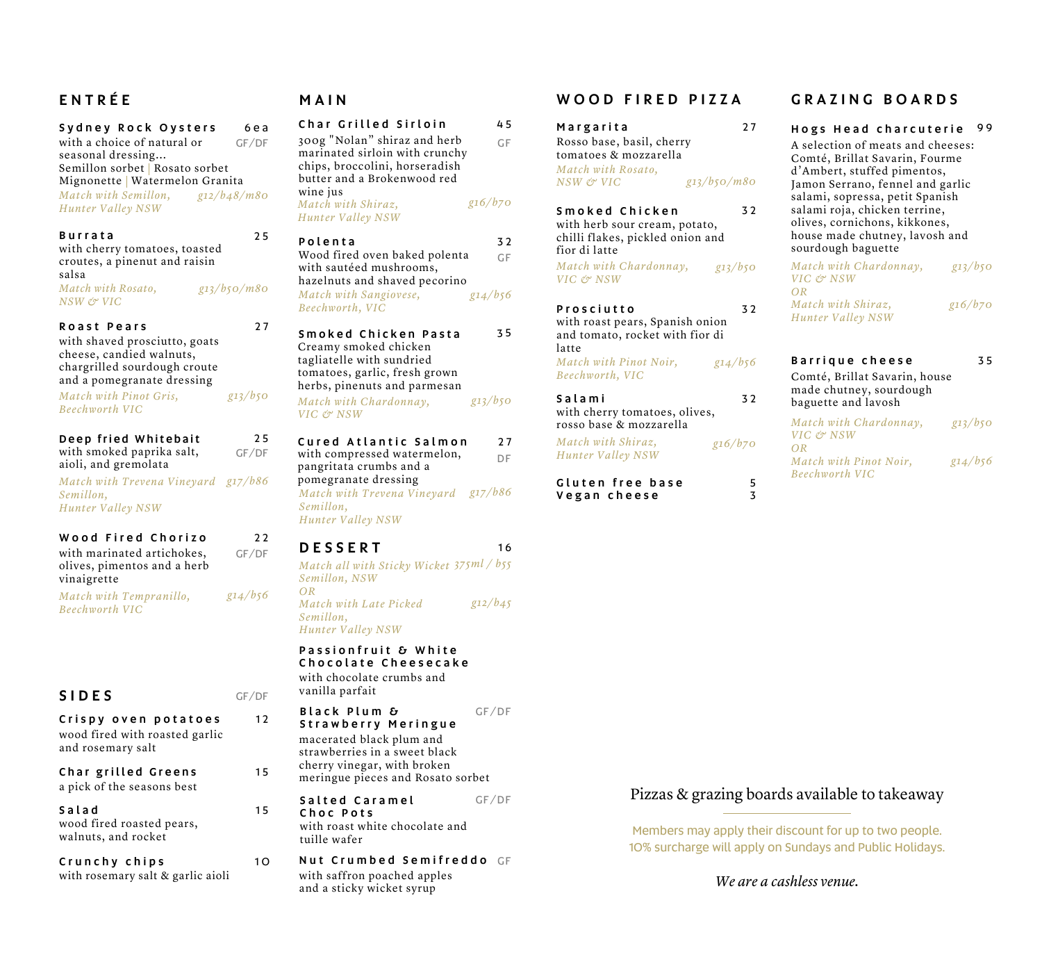## ENTRÉE

**Sydney Rock Oysters** 6ea
with a choice of natural or seasonal dressing... GF/DF
Semillon sorbet | Rosato sorbet
Mignonette | Watermelon Granita
*Match with Semillon, Hunter Valley NSW* *g12/b48/m80*

**Burrata** 25
with cherry tomatoes, toasted croutes, a pinenut and raisin salsa
*Match with Rosato, NSW & VIC* *g13/b50/m80*

**Roast Pears** 27
with shaved prosciutto, goats cheese, candied walnuts, chargrilled sourdough croute and a pomegranate dressing
*Match with Pinot Gris, Beechworth VIC* *g13/b50*

**Deep fried Whitebait** 25
with smoked paprika salt, aioli, and gremolata GF/DF
*Match with Trevena Vineyard Semillon, Hunter Valley NSW* *g17/b86*

**Wood Fired Chorizo** 22
with marinated artichokes, olives, pimentos and a herb vinaigrette GF/DF
*Match with Tempranillo, Beechworth VIC* *g14/b56*

## SIDES GF/DF

**Crispy oven potatoes** 12
wood fired with roasted garlic and rosemary salt

**Char grilled Greens** 15
a pick of the seasons best

**Salad** 15
wood fired roasted pears, walnuts, and rocket

**Crunchy chips** 10
with rosemary salt & garlic aioli

## MAIN

**Char Grilled Sirloin** 45
300g "Nolan" shiraz and herb marinated sirloin with crunchy chips, broccolini, horseradish butter and a Brokenwood red wine jus GF
*Match with Shiraz, Hunter Valley NSW* *g16/b70*

**Polenta** 32
Wood fired oven baked polenta with sautéed mushrooms, hazelnuts and shaved pecorino GF
*Match with Sangiovese, Beechworth, VIC* *g14/b56*

**Smoked Chicken Pasta** 35
Creamy smoked chicken tagliatelle with sundried tomatoes, garlic, fresh grown herbs, pinenuts and parmesan
*Match with Chardonnay, VIC & NSW* *g13/b50*

**Cured Atlantic Salmon** 27
with compressed watermelon, pangritata crumbs and a pomegranate dressing DF
*Match with Trevena Vineyard Semillon, Hunter Valley NSW* *g17/b86*

## DESSERT 16

*Match all with Sticky Wicket Semillon, NSW* *375ml / b55*
*OR*
*Match with Late Picked Semillon, Hunter Valley NSW* *g12/b45*

**Passionfruit & White Chocolate Cheesecake**
with chocolate crumbs and vanilla parfait

**Black Plum & Strawberry Meringue** GF/DF
macerated black plum and strawberries in a sweet black cherry vinegar, with broken meringue pieces and Rosato sorbet

**Salted Caramel Choc Pots** GF/DF
with roast white chocolate and tuille wafer

**Nut Crumbed Semifreddo** GF
with saffron poached apples and a sticky wicket syrup

## WOOD FIRED PIZZA

**Margarita** 27
Rosso base, basil, cherry tomatoes & mozzarella
*Match with Rosato, NSW & VIC* *g13/b50/m80*

**Smoked Chicken** 32
with herb sour cream, potato, chilli flakes, pickled onion and fior di latte
*Match with Chardonnay, VIC & NSW* *g13/b50*

**Prosciutto** 32
with roast pears, Spanish onion and tomato, rocket with fior di latte
*Match with Pinot Noir, Beechworth, VIC* *g14/b56*

**Salami** 32
with cherry tomatoes, olives, rosso base & mozzarella
*Match with Shiraz, Hunter Valley NSW* *g16/b70*

**Gluten free base** 5
**Vegan cheese** 3

## GRAZING BOARDS

**Hogs Head charcuterie** 99
A selection of meats and cheeses: Comté, Brillat Savarin, Fourme d'Ambert, stuffed pimentos, Jamon Serrano, fennel and garlic salami, sopressa, petit Spanish salami roja, chicken terrine, olives, cornichons, kikkones, house made chutney, lavosh and sourdough baguette
*Match with Chardonnay, VIC & NSW* *g13/b50*
*OR*
*Match with Shiraz, Hunter Valley NSW* *g16/b70*

**Barrique cheese** 35
Comté, Brillat Savarin, house made chutney, sourdough baguette and lavosh
*Match with Chardonnay, VIC & NSW* *g13/b50*
*OR*
*Match with Pinot Noir, Beechworth VIC* *g14/b56*

Pizzas & grazing boards available to takeaway

Members may apply their discount for up to two people.
10% surcharge will apply on Sundays and Public Holidays.

*We are a cashless venue.*